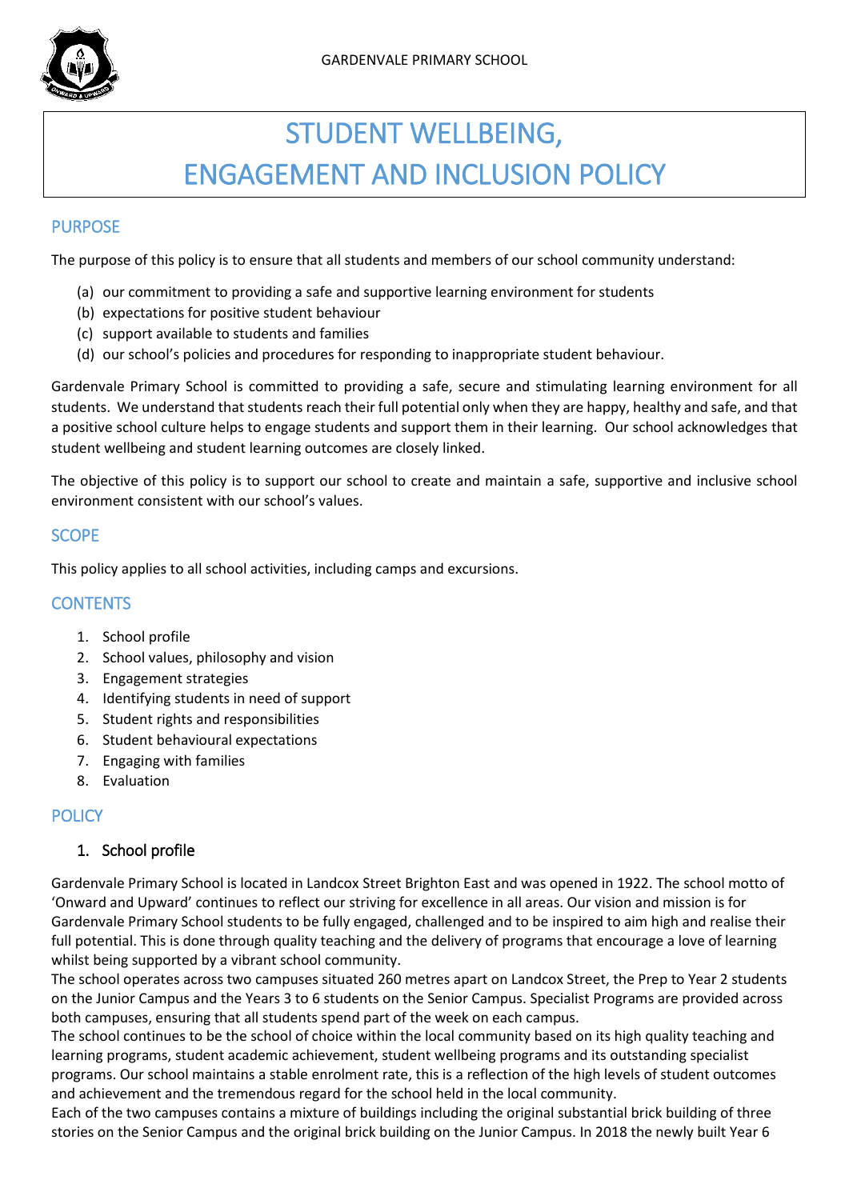# STUDENT WELLBEING, ENGAGEMENT AND INCLUSION POLICY

## PURPOSE

The purpose of this policy is to ensure that all students and members of our school community understand:

(a) our commitment to providing a safe and supportive learning environment for students
(b) expectations for positive student behaviour
(c) support available to students and families
(d) our school's policies and procedures for responding to inappropriate student behaviour.

Gardenvale Primary School is committed to providing a safe, secure and stimulating learning environment for all students. We understand that students reach their full potential only when they are happy, healthy and safe, and that a positive school culture helps to engage students and support them in their learning. Our school acknowledges that student wellbeing and student learning outcomes are closely linked.

The objective of this policy is to support our school to create and maintain a safe, supportive and inclusive school environment consistent with our school's values.

## SCOPE

This policy applies to all school activities, including camps and excursions.

## CONTENTS

1. School profile
2. School values, philosophy and vision
3. Engagement strategies
4. Identifying students in need of support
5. Student rights and responsibilities
6. Student behavioural expectations
7. Engaging with families
8. Evaluation

## POLICY

### 1. School profile

Gardenvale Primary School is located in Landcox Street Brighton East and was opened in 1922. The school motto of 'Onward and Upward' continues to reflect our striving for excellence in all areas. Our vision and mission is for Gardenvale Primary School students to be fully engaged, challenged and to be inspired to aim high and realise their full potential. This is done through quality teaching and the delivery of programs that encourage a love of learning whilst being supported by a vibrant school community.

The school operates across two campuses situated 260 metres apart on Landcox Street, the Prep to Year 2 students on the Junior Campus and the Years 3 to 6 students on the Senior Campus. Specialist Programs are provided across both campuses, ensuring that all students spend part of the week on each campus.

The school continues to be the school of choice within the local community based on its high quality teaching and learning programs, student academic achievement, student wellbeing programs and its outstanding specialist programs. Our school maintains a stable enrolment rate, this is a reflection of the high levels of student outcomes and achievement and the tremendous regard for the school held in the local community.

Each of the two campuses contains a mixture of buildings including the original substantial brick building of three stories on the Senior Campus and the original brick building on the Junior Campus. In 2018 the newly built Year 6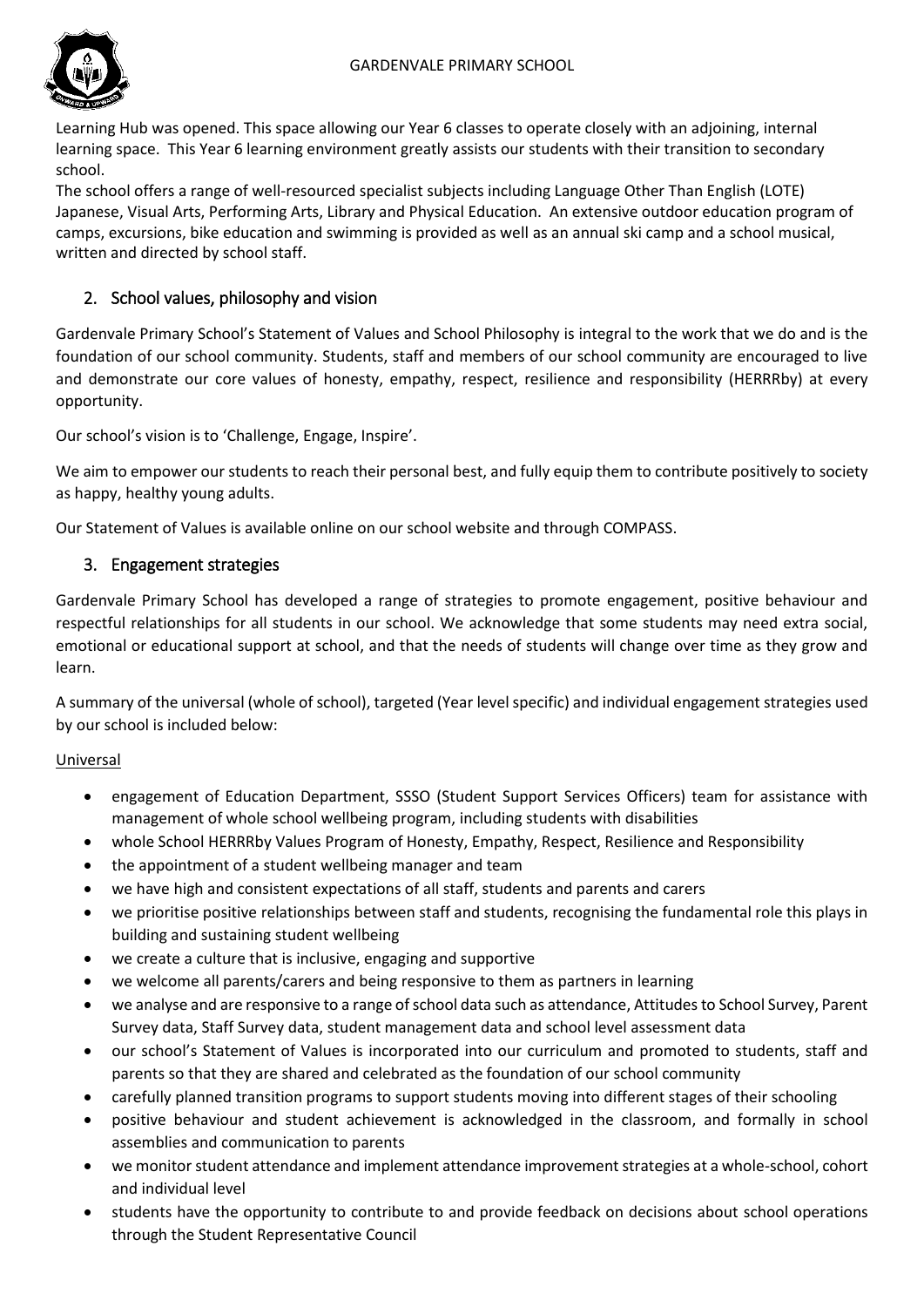Learning Hub was opened. This space allowing our Year 6 classes to operate closely with an adjoining, internal learning space. This Year 6 learning environment greatly assists our students with their transition to secondary school.

The school offers a range of well-resourced specialist subjects including Language Other Than English (LOTE) Japanese, Visual Arts, Performing Arts, Library and Physical Education. An extensive outdoor education program of camps, excursions, bike education and swimming is provided as well as an annual ski camp and a school musical, written and directed by school staff.

## 2. School values, philosophy and vision

Gardenvale Primary School's Statement of Values and School Philosophy is integral to the work that we do and is the foundation of our school community. Students, staff and members of our school community are encouraged to live and demonstrate our core values of honesty, empathy, respect, resilience and responsibility (HERRRby) at every opportunity.

Our school's vision is to 'Challenge, Engage, Inspire'.

We aim to empower our students to reach their personal best, and fully equip them to contribute positively to society as happy, healthy young adults.

Our Statement of Values is available online on our school website and through COMPASS.

## 3. Engagement strategies

Gardenvale Primary School has developed a range of strategies to promote engagement, positive behaviour and respectful relationships for all students in our school. We acknowledge that some students may need extra social, emotional or educational support at school, and that the needs of students will change over time as they grow and learn.

A summary of the universal (whole of school), targeted (Year level specific) and individual engagement strategies used by our school is included below:

Universal

- engagement of Education Department, SSSO (Student Support Services Officers) team for assistance with management of whole school wellbeing program, including students with disabilities
- whole School HERRRby Values Program of Honesty, Empathy, Respect, Resilience and Responsibility
- the appointment of a student wellbeing manager and team
- we have high and consistent expectations of all staff, students and parents and carers
- we prioritise positive relationships between staff and students, recognising the fundamental role this plays in building and sustaining student wellbeing
- we create a culture that is inclusive, engaging and supportive
- we welcome all parents/carers and being responsive to them as partners in learning
- we analyse and are responsive to a range of school data such as attendance, Attitudes to School Survey, Parent Survey data, Staff Survey data, student management data and school level assessment data
- our school's Statement of Values is incorporated into our curriculum and promoted to students, staff and parents so that they are shared and celebrated as the foundation of our school community
- carefully planned transition programs to support students moving into different stages of their schooling
- positive behaviour and student achievement is acknowledged in the classroom, and formally in school assemblies and communication to parents
- we monitor student attendance and implement attendance improvement strategies at a whole-school, cohort and individual level
- students have the opportunity to contribute to and provide feedback on decisions about school operations through the Student Representative Council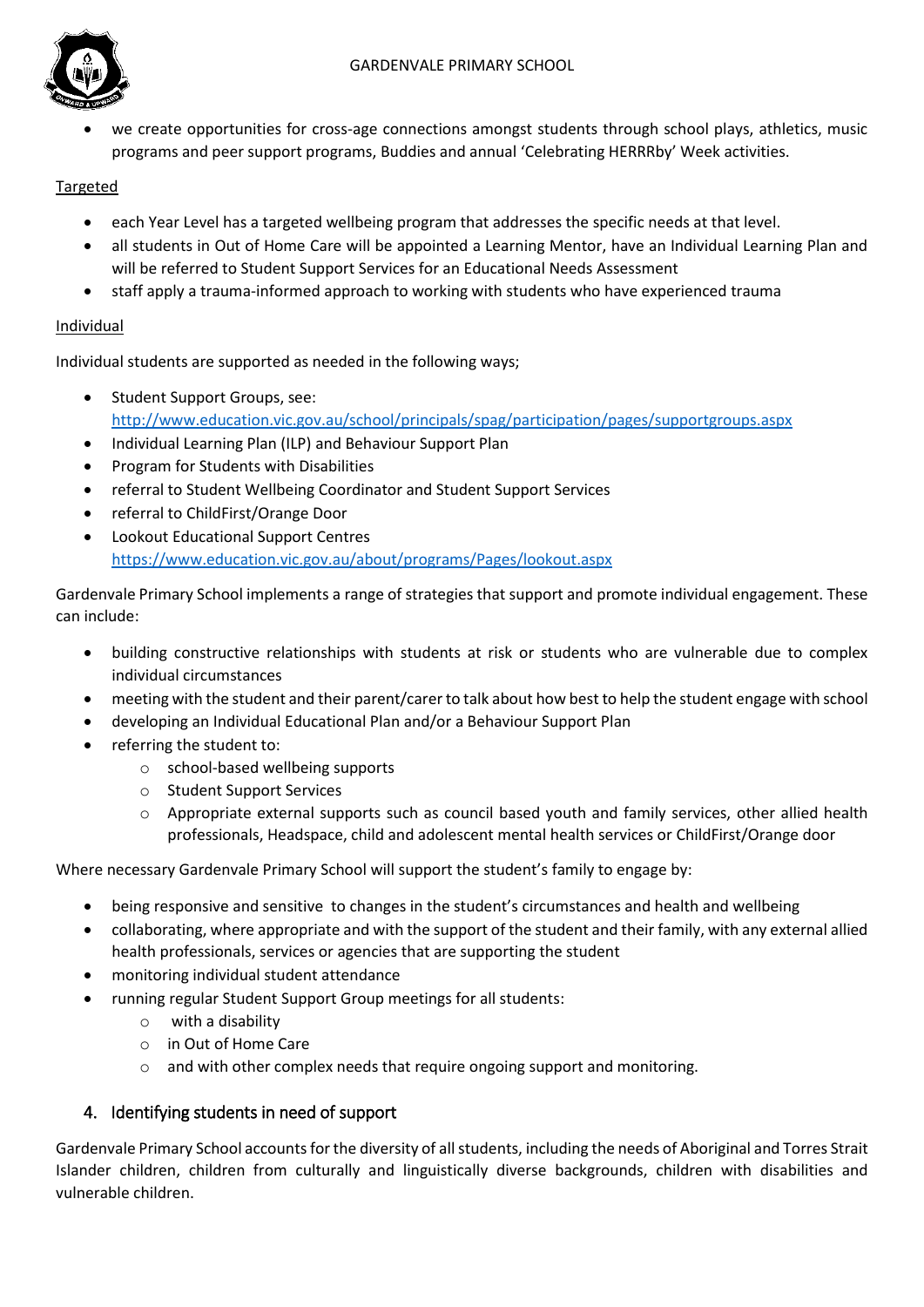- we create opportunities for cross-age connections amongst students through school plays, athletics, music programs and peer support programs, Buddies and annual 'Celebrating HERRRby' Week activities.

Targeted

- each Year Level has a targeted wellbeing program that addresses the specific needs at that level.
- all students in Out of Home Care will be appointed a Learning Mentor, have an Individual Learning Plan and will be referred to Student Support Services for an Educational Needs Assessment
- staff apply a trauma-informed approach to working with students who have experienced trauma

Individual

Individual students are supported as needed in the following ways;

- Student Support Groups, see: http://www.education.vic.gov.au/school/principals/spag/participation/pages/supportgroups.aspx
- Individual Learning Plan (ILP) and Behaviour Support Plan
- Program for Students with Disabilities
- referral to Student Wellbeing Coordinator and Student Support Services
- referral to ChildFirst/Orange Door
- Lookout Educational Support Centres https://www.education.vic.gov.au/about/programs/Pages/lookout.aspx

Gardenvale Primary School implements a range of strategies that support and promote individual engagement. These can include:

- building constructive relationships with students at risk or students who are vulnerable due to complex individual circumstances
- meeting with the student and their parent/carer to talk about how best to help the student engage with school
- developing an Individual Educational Plan and/or a Behaviour Support Plan
- referring the student to:
  - school-based wellbeing supports
  - Student Support Services
  - Appropriate external supports such as council based youth and family services, other allied health professionals, Headspace, child and adolescent mental health services or ChildFirst/Orange door

Where necessary Gardenvale Primary School will support the student's family to engage by:

- being responsive and sensitive to changes in the student's circumstances and health and wellbeing
- collaborating, where appropriate and with the support of the student and their family, with any external allied health professionals, services or agencies that are supporting the student
- monitoring individual student attendance
- running regular Student Support Group meetings for all students:
  - with a disability
  - in Out of Home Care
  - and with other complex needs that require ongoing support and monitoring.

## 4. Identifying students in need of support

Gardenvale Primary School accounts for the diversity of all students, including the needs of Aboriginal and Torres Strait Islander children, children from culturally and linguistically diverse backgrounds, children with disabilities and vulnerable children.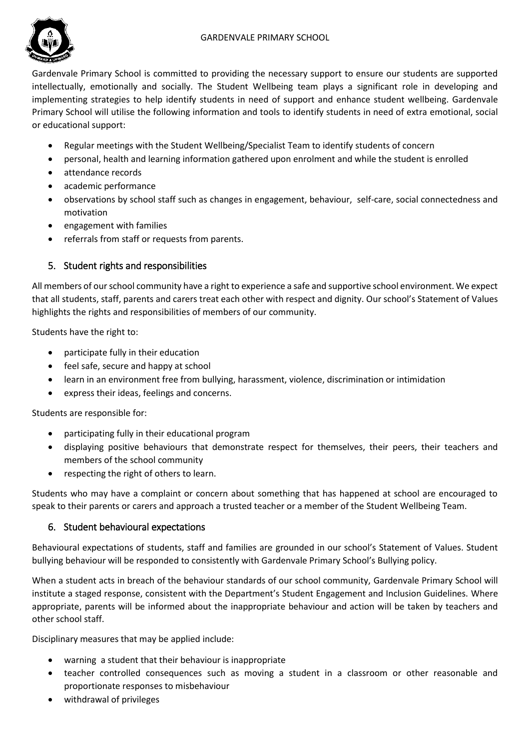Gardenvale Primary School is committed to providing the necessary support to ensure our students are supported intellectually, emotionally and socially. The Student Wellbeing team plays a significant role in developing and implementing strategies to help identify students in need of support and enhance student wellbeing. Gardenvale Primary School will utilise the following information and tools to identify students in need of extra emotional, social or educational support:

- Regular meetings with the Student Wellbeing/Specialist Team to identify students of concern
- personal, health and learning information gathered upon enrolment and while the student is enrolled
- attendance records
- academic performance
- observations by school staff such as changes in engagement, behaviour, self-care, social connectedness and motivation
- engagement with families
- referrals from staff or requests from parents.

## 5. Student rights and responsibilities

All members of our school community have a right to experience a safe and supportive school environment. We expect that all students, staff, parents and carers treat each other with respect and dignity. Our school's Statement of Values highlights the rights and responsibilities of members of our community.

Students have the right to:

- participate fully in their education
- feel safe, secure and happy at school
- learn in an environment free from bullying, harassment, violence, discrimination or intimidation
- express their ideas, feelings and concerns.

Students are responsible for:

- participating fully in their educational program
- displaying positive behaviours that demonstrate respect for themselves, their peers, their teachers and members of the school community
- respecting the right of others to learn.

Students who may have a complaint or concern about something that has happened at school are encouraged to speak to their parents or carers and approach a trusted teacher or a member of the Student Wellbeing Team.

## 6. Student behavioural expectations

Behavioural expectations of students, staff and families are grounded in our school's Statement of Values. Student bullying behaviour will be responded to consistently with Gardenvale Primary School's Bullying policy.

When a student acts in breach of the behaviour standards of our school community, Gardenvale Primary School will institute a staged response, consistent with the Department's Student Engagement and Inclusion Guidelines. Where appropriate, parents will be informed about the inappropriate behaviour and action will be taken by teachers and other school staff.

Disciplinary measures that may be applied include:

- warning a student that their behaviour is inappropriate
- teacher controlled consequences such as moving a student in a classroom or other reasonable and proportionate responses to misbehaviour
- withdrawal of privileges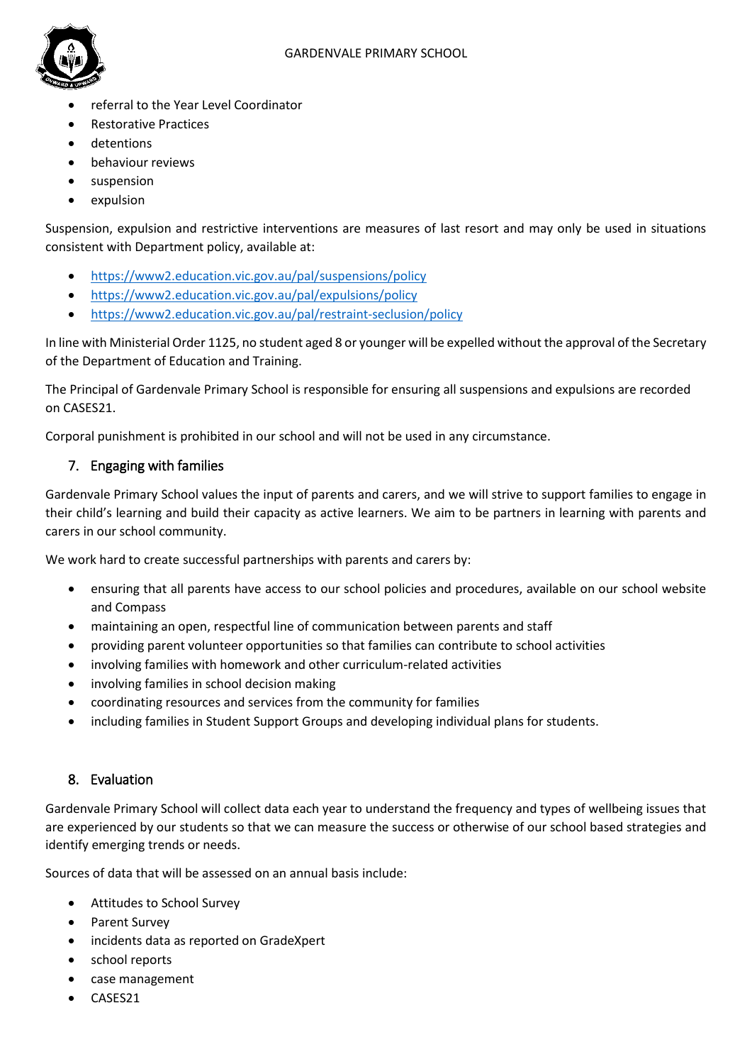- referral to the Year Level Coordinator
- Restorative Practices
- detentions
- behaviour reviews
- suspension
- expulsion

Suspension, expulsion and restrictive interventions are measures of last resort and may only be used in situations consistent with Department policy, available at:

- https://www2.education.vic.gov.au/pal/suspensions/policy
- https://www2.education.vic.gov.au/pal/expulsions/policy
- https://www2.education.vic.gov.au/pal/restraint-seclusion/policy

In line with Ministerial Order 1125, no student aged 8 or younger will be expelled without the approval of the Secretary of the Department of Education and Training.

The Principal of Gardenvale Primary School is responsible for ensuring all suspensions and expulsions are recorded on CASES21.

Corporal punishment is prohibited in our school and will not be used in any circumstance.

## 7. Engaging with families

Gardenvale Primary School values the input of parents and carers, and we will strive to support families to engage in their child's learning and build their capacity as active learners. We aim to be partners in learning with parents and carers in our school community.

We work hard to create successful partnerships with parents and carers by:

- ensuring that all parents have access to our school policies and procedures, available on our school website and Compass
- maintaining an open, respectful line of communication between parents and staff
- providing parent volunteer opportunities so that families can contribute to school activities
- involving families with homework and other curriculum-related activities
- involving families in school decision making
- coordinating resources and services from the community for families
- including families in Student Support Groups and developing individual plans for students.

## 8. Evaluation

Gardenvale Primary School will collect data each year to understand the frequency and types of wellbeing issues that are experienced by our students so that we can measure the success or otherwise of our school based strategies and identify emerging trends or needs.

Sources of data that will be assessed on an annual basis include:

- Attitudes to School Survey
- Parent Survey
- incidents data as reported on GradeXpert
- school reports
- case management
- CASES21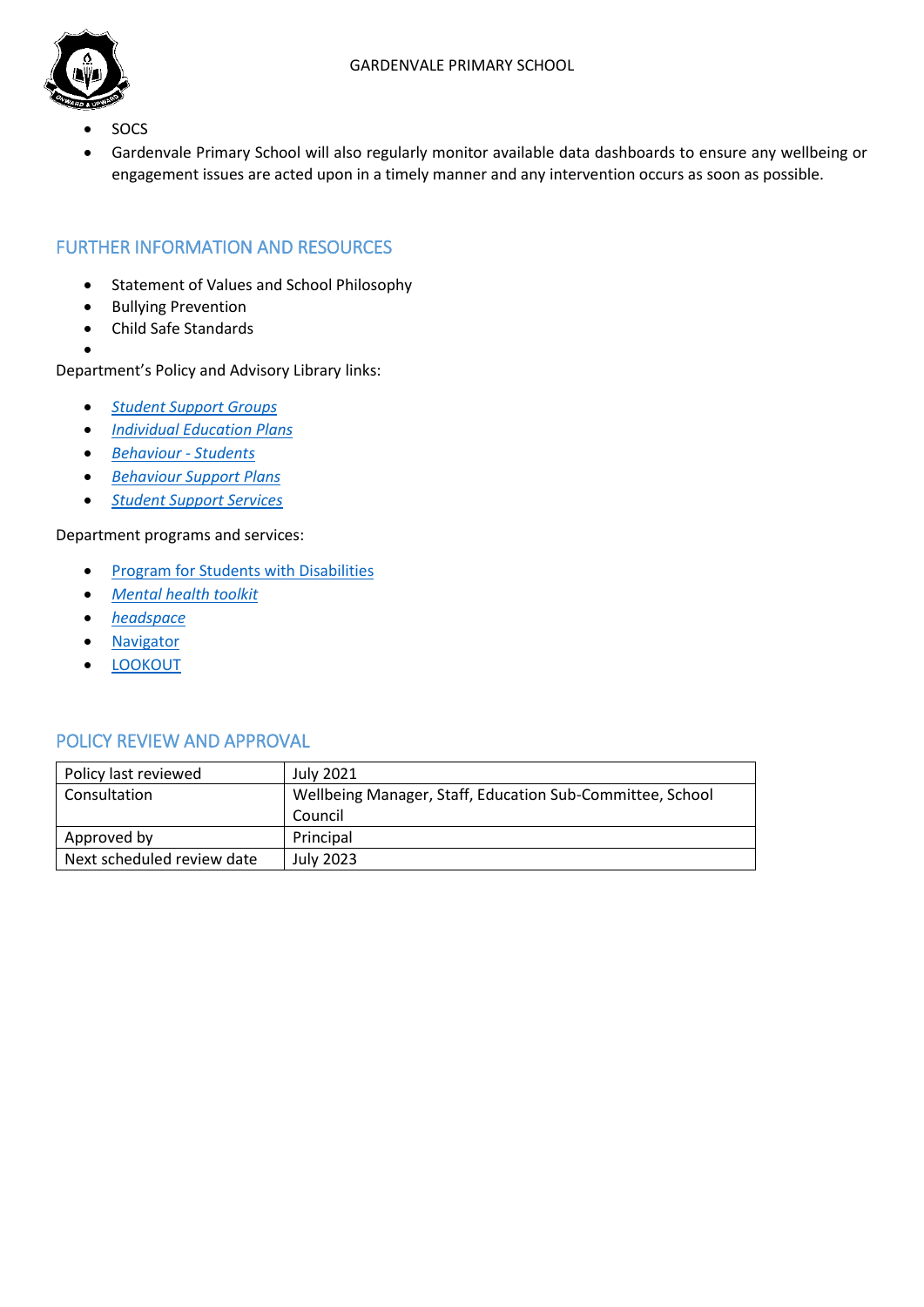- SOCS
- Gardenvale Primary School will also regularly monitor available data dashboards to ensure any wellbeing or engagement issues are acted upon in a timely manner and any intervention occurs as soon as possible.

## FURTHER INFORMATION AND RESOURCES

- Statement of Values and School Philosophy
- Bullying Prevention
- Child Safe Standards
-

Department's Policy and Advisory Library links:

- *Student Support Groups*
- *Individual Education Plans*
- *Behaviour - Students*
- *Behaviour Support Plans*
- *Student Support Services*

Department programs and services:

- Program for Students with Disabilities
- *Mental health toolkit*
- *headspace*
- Navigator
- LOOKOUT

## POLICY REVIEW AND APPROVAL

| | |
|---|---|
| Policy last reviewed | July 2021 |
| Consultation | Wellbeing Manager, Staff, Education Sub-Committee, School Council |
| Approved by | Principal |
| Next scheduled review date | July 2023 |